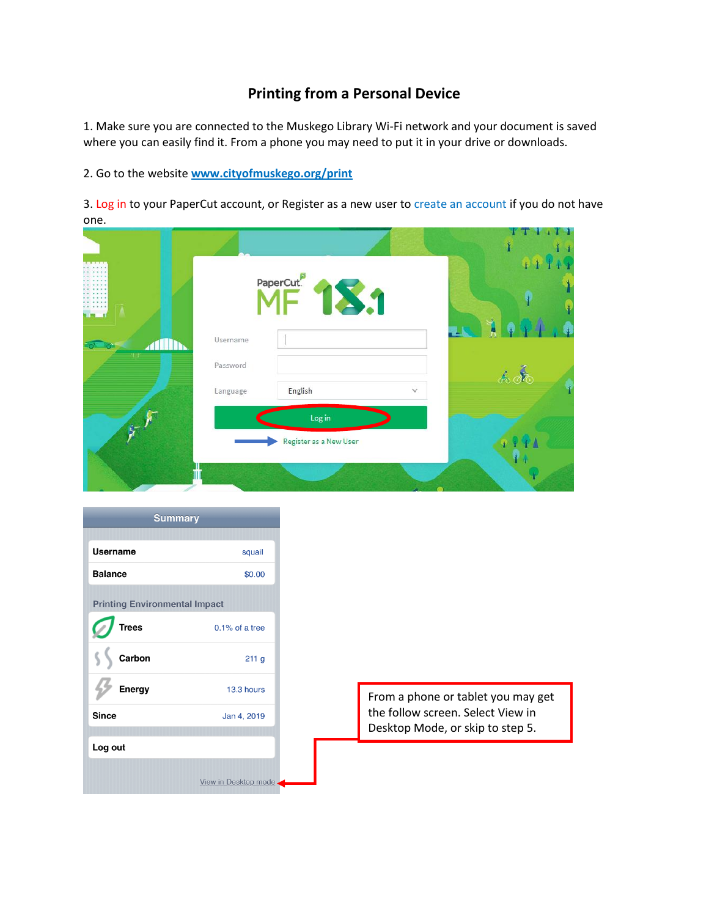# Printing from a Personal Device

1. Make sure you are connected to the Muskego Library Wi-Fi network and your document is saved where you can easily find it. From a phone you may need to put it in your drive or downloads.

2. Go to the website [www.cityofmuskego.org/print](http://www.cityofmuskego.org/print)

3. Log in to your PaperCut account, or Register as a new user to create an account if you do not have one.

From a phone or tablet you may get the follow screen. Select View in Desktop Mode, or skip to step 5.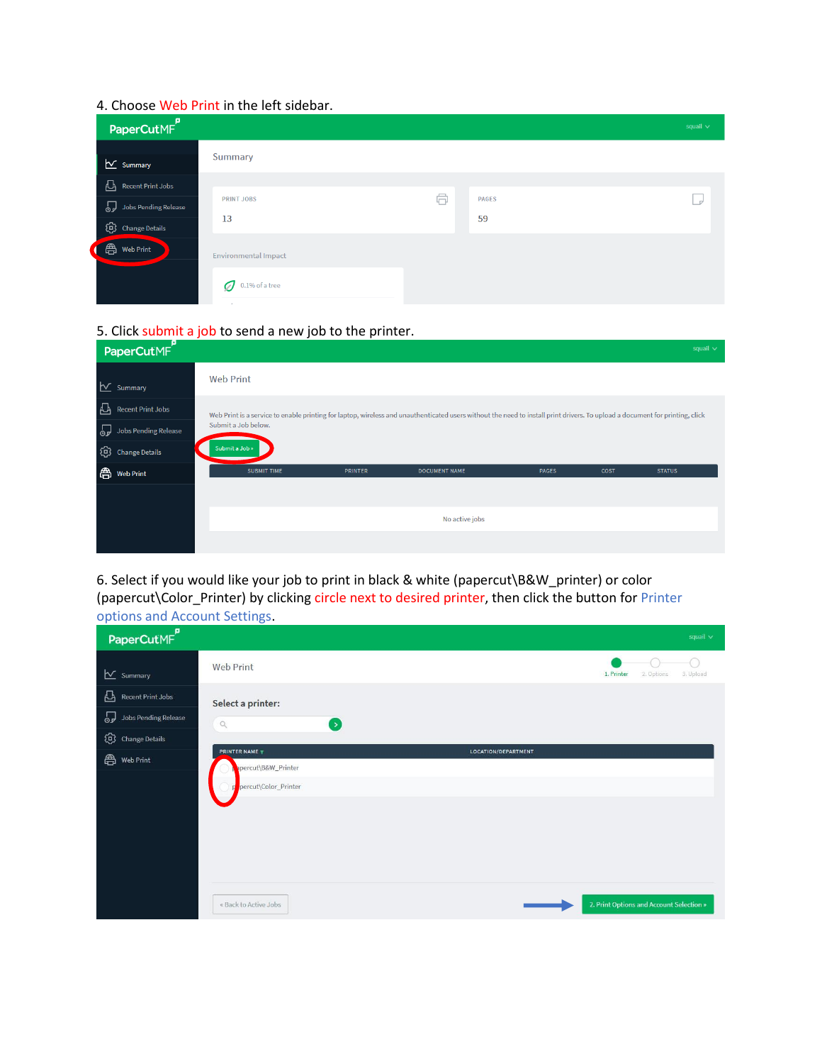4. Choose Web Print in the left sidebar.

5. Click submit a job to send a new job to the printer.

6. Select if you would like your job to print in black & white (papercut\B&W_printer) or color (papercut\Color_Printer) by clicking circle next to desired printer, then click the button for Printer options and Account Settings.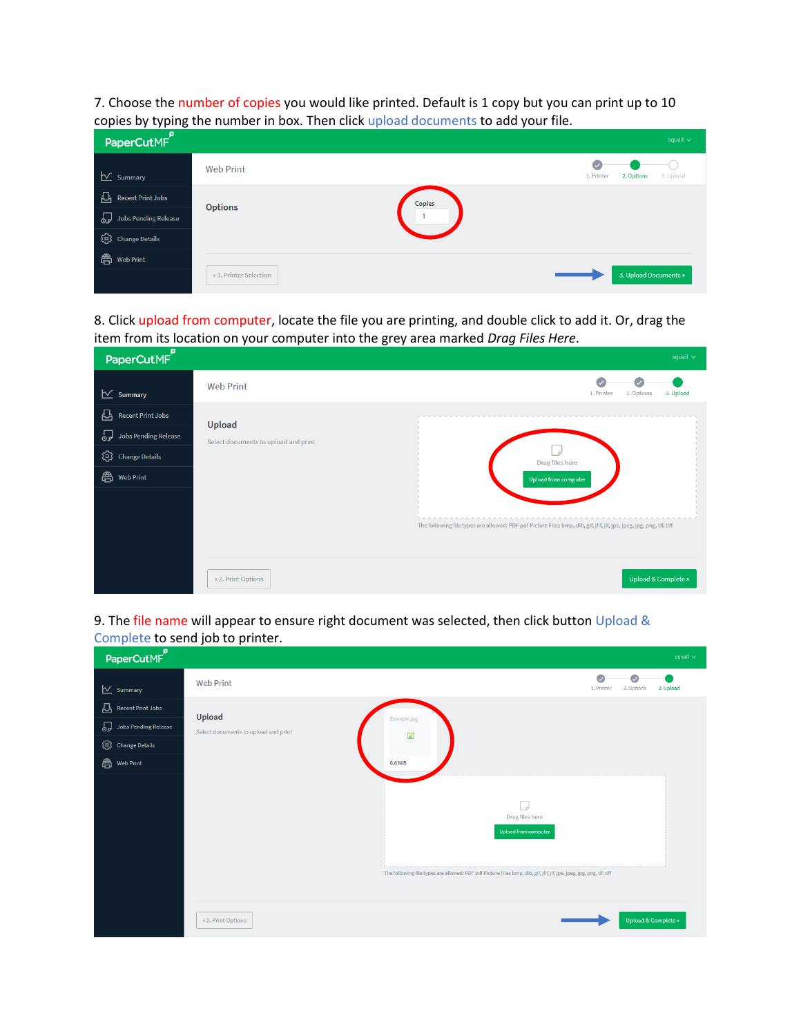7. Choose the number of copies you would like printed. Default is 1 copy but you can print up to 10 copies by typing the number in box. Then click upload documents to add your file.

8. Click upload from computer, locate the file you are printing, and double click to add it. Or, drag the item from its location on your computer into the grey area marked *Drag Files Here*.

9. The file name will appear to ensure right document was selected, then click button Upload & Complete to send job to printer.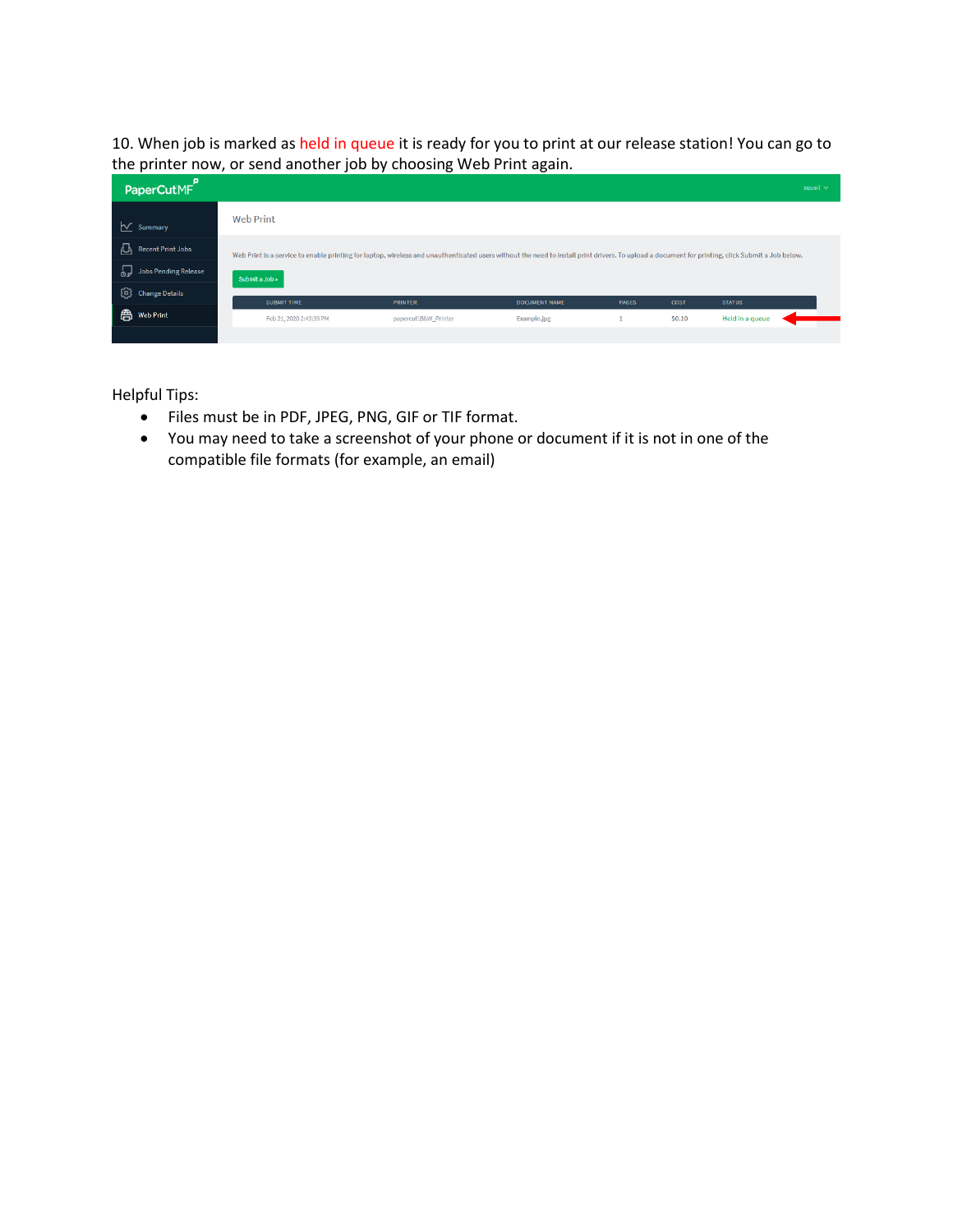10. When job is marked as held in queue it is ready for you to print at our release station! You can go to the printer now, or send another job by choosing Web Print again.

PaperCutMF

squall

Summary

Recent Print Jobs

Jobs Pending Release

Change Details

Web Print

Web Print

Web Print is a service to enable printing for laptop, wireless and unauthenticated users without the need to install print drivers. To upload a document for printing, click Submit a Job below.

Submit a Job »

| SUBMIT TIME | PRINTER | DOCUMENT NAME | PAGES | COST | STATUS |
| --- | --- | --- | --- | --- | --- |
| Feb 21, 2020 2:43:39 PM | papercut\B&W_Printer | Example.jpg | 1 | $0.10 | Held in a queue |

Helpful Tips:

- Files must be in PDF, JPEG, PNG, GIF or TIF format.
- You may need to take a screenshot of your phone or document if it is not in one of the compatible file formats (for example, an email)